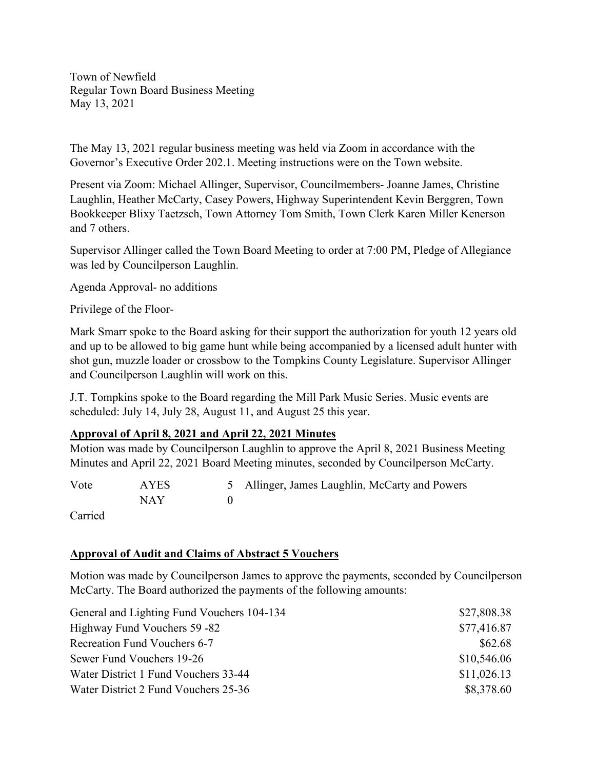Town of Newfield
Regular Town Board Business Meeting
May 13, 2021

The May 13, 2021 regular business meeting was held via Zoom in accordance with the Governor's Executive Order 202.1. Meeting instructions were on the Town website.

Present via Zoom: Michael Allinger, Supervisor, Councilmembers- Joanne James, Christine Laughlin, Heather McCarty, Casey Powers, Highway Superintendent Kevin Berggren, Town Bookkeeper Blixy Taetzsch, Town Attorney Tom Smith, Town Clerk Karen Miller Kenerson and 7 others.

Supervisor Allinger called the Town Board Meeting to order at 7:00 PM, Pledge of Allegiance was led by Councilperson Laughlin.

Agenda Approval- no additions

Privilege of the Floor-

Mark Smarr spoke to the Board asking for their support the authorization for youth 12 years old and up to be allowed to big game hunt while being accompanied by a licensed adult hunter with shot gun, muzzle loader or crossbow to the Tompkins County Legislature. Supervisor Allinger and Councilperson Laughlin will work on this.

J.T. Tompkins spoke to the Board regarding the Mill Park Music Series. Music events are scheduled: July 14, July 28, August 11, and August 25 this year.

**Approval of April 8, 2021 and April 22, 2021 Minutes**

Motion was made by Councilperson Laughlin to approve the April 8, 2021 Business Meeting Minutes and April 22, 2021 Board Meeting minutes, seconded by Councilperson McCarty.

| Vote | AYES | 5 | Allinger, James Laughlin, McCarty and Powers |
|---|---|---|---|
| | NAY | 0 | |

Carried

**Approval of Audit and Claims of Abstract 5 Vouchers**

Motion was made by Councilperson James to approve the payments, seconded by Councilperson McCarty. The Board authorized the payments of the following amounts:

| | |
|---|---|
| General and Lighting Fund Vouchers 104-134 | \$27,808.38 |
| Highway Fund Vouchers 59 -82 | \$77,416.87 |
| Recreation Fund Vouchers 6-7 | \$62.68 |
| Sewer Fund Vouchers 19-26 | \$10,546.06 |
| Water District 1 Fund Vouchers 33-44 | \$11,026.13 |
| Water District 2 Fund Vouchers 25-36 | \$8,378.60 |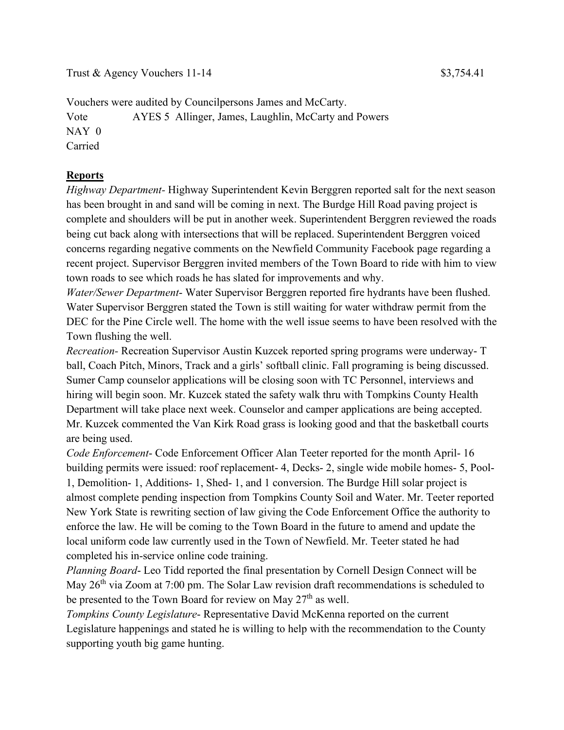Trust & Agency Vouchers 11-14 $3,754.41

Vouchers were audited by Councilpersons James and McCarty.

Vote AYES 5 Allinger, James, Laughlin, McCarty and Powers
NAY 0
Carried

**Reports**

*Highway Department*- Highway Superintendent Kevin Berggren reported salt for the next season has been brought in and sand will be coming in next. The Burdge Hill Road paving project is complete and shoulders will be put in another week. Superintendent Berggren reviewed the roads being cut back along with intersections that will be replaced. Superintendent Berggren voiced concerns regarding negative comments on the Newfield Community Facebook page regarding a recent project. Supervisor Berggren invited members of the Town Board to ride with him to view town roads to see which roads he has slated for improvements and why.

*Water/Sewer Department*- Water Supervisor Berggren reported fire hydrants have been flushed. Water Supervisor Berggren stated the Town is still waiting for water withdraw permit from the DEC for the Pine Circle well. The home with the well issue seems to have been resolved with the Town flushing the well.

*Recreation*- Recreation Supervisor Austin Kuzcek reported spring programs were underway- T ball, Coach Pitch, Minors, Track and a girls' softball clinic. Fall programing is being discussed. Sumer Camp counselor applications will be closing soon with TC Personnel, interviews and hiring will begin soon. Mr. Kuzcek stated the safety walk thru with Tompkins County Health Department will take place next week. Counselor and camper applications are being accepted. Mr. Kuzcek commented the Van Kirk Road grass is looking good and that the basketball courts are being used.

*Code Enforcement*- Code Enforcement Officer Alan Teeter reported for the month April- 16 building permits were issued: roof replacement- 4, Decks- 2, single wide mobile homes- 5, Pool- 1, Demolition- 1, Additions- 1, Shed- 1, and 1 conversion. The Burdge Hill solar project is almost complete pending inspection from Tompkins County Soil and Water. Mr. Teeter reported New York State is rewriting section of law giving the Code Enforcement Office the authority to enforce the law. He will be coming to the Town Board in the future to amend and update the local uniform code law currently used in the Town of Newfield. Mr. Teeter stated he had completed his in-service online code training.

*Planning Board*- Leo Tidd reported the final presentation by Cornell Design Connect will be May 26th via Zoom at 7:00 pm. The Solar Law revision draft recommendations is scheduled to be presented to the Town Board for review on May 27th as well.

*Tompkins County Legislature*- Representative David McKenna reported on the current Legislature happenings and stated he is willing to help with the recommendation to the County supporting youth big game hunting.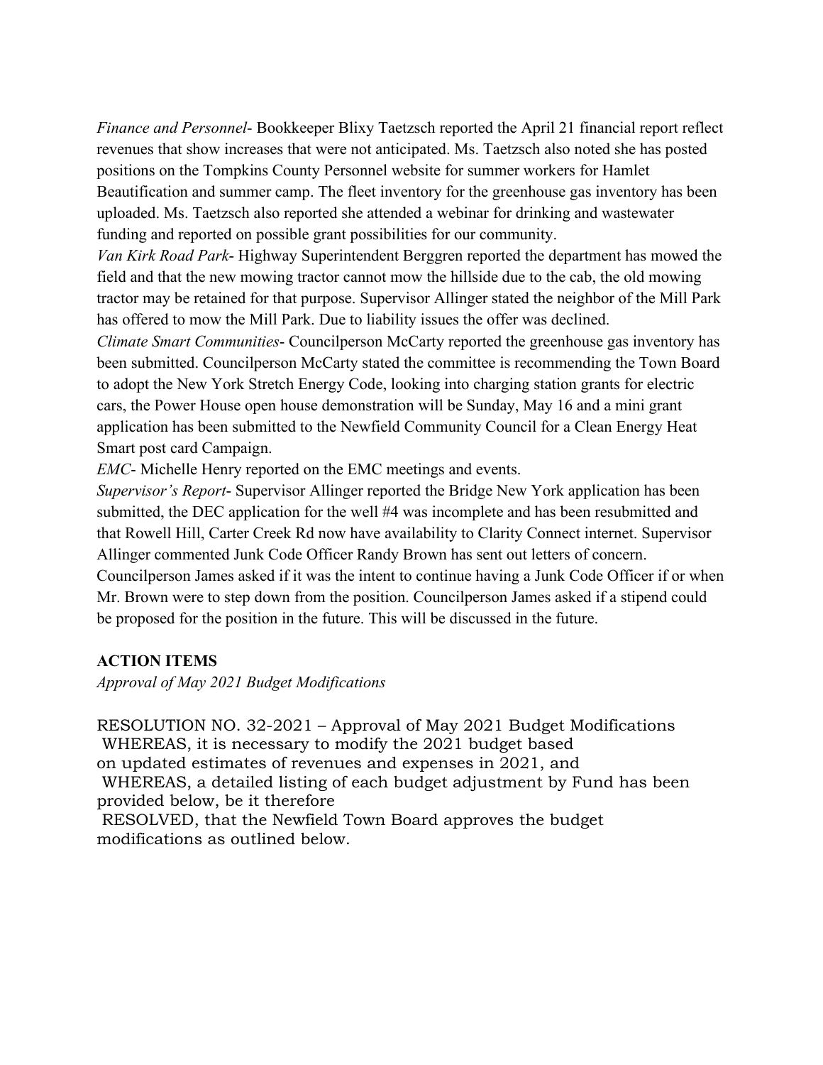*Finance and Personnel*- Bookkeeper Blixy Taetzsch reported the April 21 financial report reflect revenues that show increases that were not anticipated. Ms. Taetzsch also noted she has posted positions on the Tompkins County Personnel website for summer workers for Hamlet Beautification and summer camp. The fleet inventory for the greenhouse gas inventory has been uploaded. Ms. Taetzsch also reported she attended a webinar for drinking and wastewater funding and reported on possible grant possibilities for our community.

*Van Kirk Road Park*- Highway Superintendent Berggren reported the department has mowed the field and that the new mowing tractor cannot mow the hillside due to the cab, the old mowing tractor may be retained for that purpose. Supervisor Allinger stated the neighbor of the Mill Park has offered to mow the Mill Park. Due to liability issues the offer was declined.

*Climate Smart Communities*- Councilperson McCarty reported the greenhouse gas inventory has been submitted. Councilperson McCarty stated the committee is recommending the Town Board to adopt the New York Stretch Energy Code, looking into charging station grants for electric cars, the Power House open house demonstration will be Sunday, May 16 and a mini grant application has been submitted to the Newfield Community Council for a Clean Energy Heat Smart post card Campaign.

*EMC*- Michelle Henry reported on the EMC meetings and events.

*Supervisor's Report*- Supervisor Allinger reported the Bridge New York application has been submitted, the DEC application for the well #4 was incomplete and has been resubmitted and that Rowell Hill, Carter Creek Rd now have availability to Clarity Connect internet. Supervisor Allinger commented Junk Code Officer Randy Brown has sent out letters of concern. Councilperson James asked if it was the intent to continue having a Junk Code Officer if or when Mr. Brown were to step down from the position. Councilperson James asked if a stipend could be proposed for the position in the future. This will be discussed in the future.

**ACTION ITEMS**

*Approval of May 2021 Budget Modifications*

RESOLUTION NO. 32-2021 – Approval of May 2021 Budget Modifications
WHEREAS, it is necessary to modify the 2021 budget based on updated estimates of revenues and expenses in 2021, and
WHEREAS, a detailed listing of each budget adjustment by Fund has been provided below, be it therefore
RESOLVED, that the Newfield Town Board approves the budget modifications as outlined below.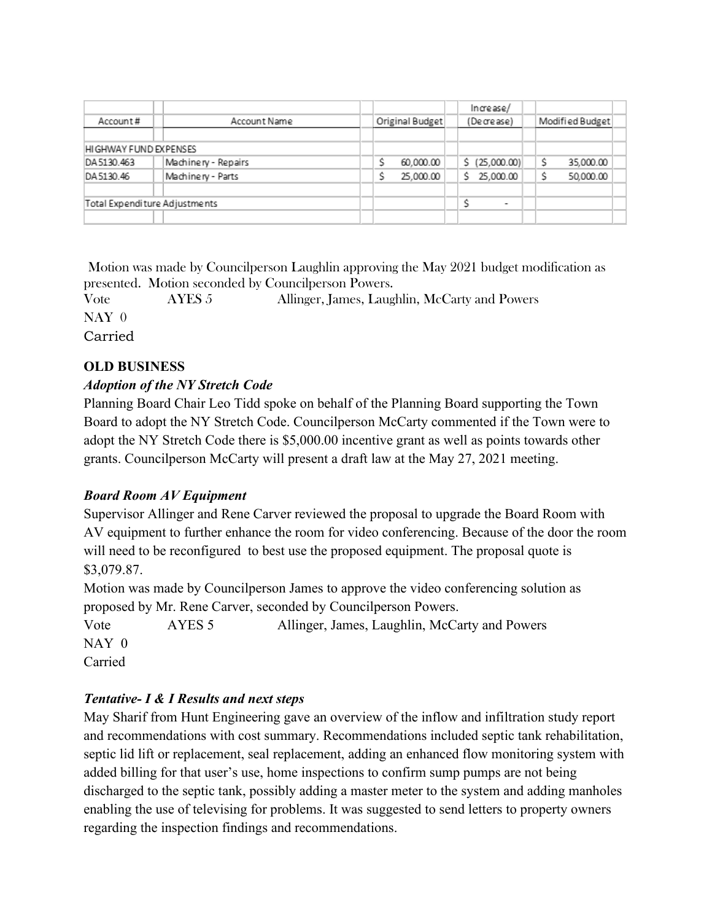| Account # | Account Name | Original Budget | Increase/ (Decrease) | Modified Budget |
|---|---|---|---|---|
| HIGHWAY FUND EXPENSES | | | | |
| DA5130.463 | Machinery - Repairs | $ 60,000.00 | $ (25,000.00) | $ 35,000.00 |
| DA5130.46 | Machinery - Parts | $ 25,000.00 | $ 25,000.00 | $ 50,000.00 |
| Total Expenditure Adjustments | | | $ - | |

Motion was made by Councilperson Laughlin approving the May 2021 budget modification as presented. Motion seconded by Councilperson Powers.

Vote AYES 5 Allinger, James, Laughlin, McCarty and Powers

NAY 0

Carried

**OLD BUSINESS**

***Adoption of the NY Stretch Code***

Planning Board Chair Leo Tidd spoke on behalf of the Planning Board supporting the Town Board to adopt the NY Stretch Code. Councilperson McCarty commented if the Town were to adopt the NY Stretch Code there is $5,000.00 incentive grant as well as points towards other grants. Councilperson McCarty will present a draft law at the May 27, 2021 meeting.

***Board Room AV Equipment***

Supervisor Allinger and Rene Carver reviewed the proposal to upgrade the Board Room with AV equipment to further enhance the room for video conferencing. Because of the door the room will need to be reconfigured to best use the proposed equipment. The proposal quote is $3,079.87.

Motion was made by Councilperson James to approve the video conferencing solution as proposed by Mr. Rene Carver, seconded by Councilperson Powers.

Vote AYES 5 Allinger, James, Laughlin, McCarty and Powers

NAY 0

Carried

***Tentative- I & I Results and next steps***

May Sharif from Hunt Engineering gave an overview of the inflow and infiltration study report and recommendations with cost summary. Recommendations included septic tank rehabilitation, septic lid lift or replacement, seal replacement, adding an enhanced flow monitoring system with added billing for that user's use, home inspections to confirm sump pumps are not being discharged to the septic tank, possibly adding a master meter to the system and adding manholes enabling the use of televising for problems. It was suggested to send letters to property owners regarding the inspection findings and recommendations.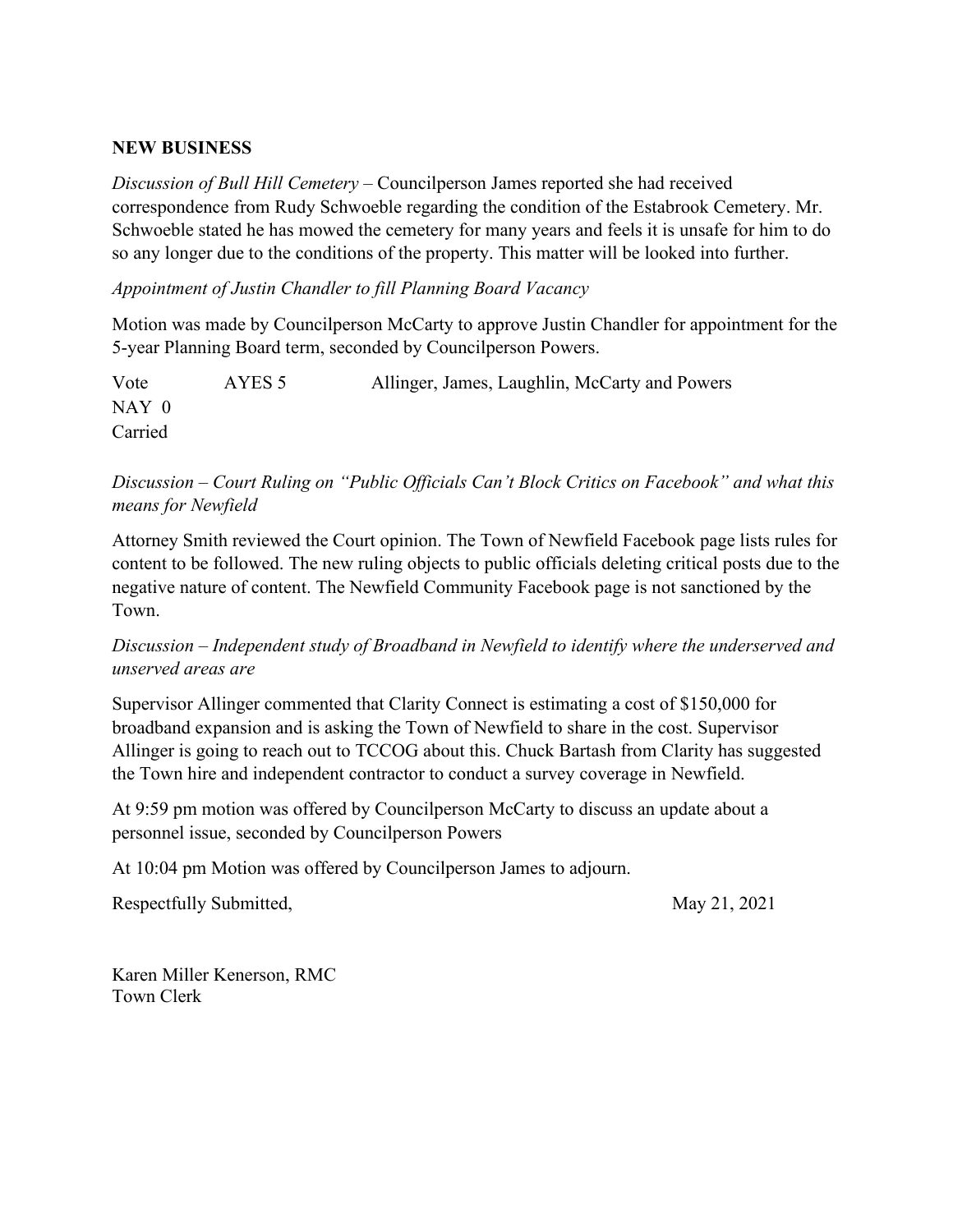**NEW BUSINESS**

*Discussion of Bull Hill Cemetery* – Councilperson James reported she had received correspondence from Rudy Schwoeble regarding the condition of the Estabrook Cemetery. Mr. Schwoeble stated he has mowed the cemetery for many years and feels it is unsafe for him to do so any longer due to the conditions of the property. This matter will be looked into further.

*Appointment of Justin Chandler to fill Planning Board Vacancy*

Motion was made by Councilperson McCarty to approve Justin Chandler for appointment for the 5-year Planning Board term, seconded by Councilperson Powers.

Vote AYES 5 Allinger, James, Laughlin, McCarty and Powers
NAY 0
Carried

*Discussion – Court Ruling on "Public Officials Can't Block Critics on Facebook" and what this means for Newfield*

Attorney Smith reviewed the Court opinion. The Town of Newfield Facebook page lists rules for content to be followed. The new ruling objects to public officials deleting critical posts due to the negative nature of content. The Newfield Community Facebook page is not sanctioned by the Town.

*Discussion – Independent study of Broadband in Newfield to identify where the underserved and unserved areas are*

Supervisor Allinger commented that Clarity Connect is estimating a cost of $150,000 for broadband expansion and is asking the Town of Newfield to share in the cost. Supervisor Allinger is going to reach out to TCCOG about this. Chuck Bartash from Clarity has suggested the Town hire and independent contractor to conduct a survey coverage in Newfield.

At 9:59 pm motion was offered by Councilperson McCarty to discuss an update about a personnel issue, seconded by Councilperson Powers

At 10:04 pm Motion was offered by Councilperson James to adjourn.

Respectfully Submitted, May 21, 2021

Karen Miller Kenerson, RMC
Town Clerk